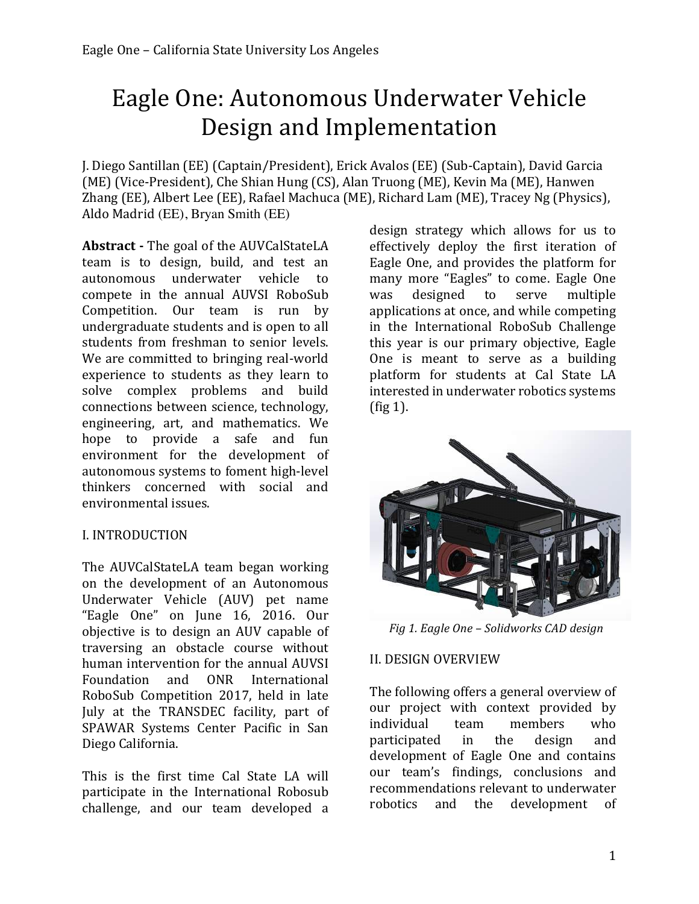# Eagle One: Autonomous Underwater Vehicle Design and Implementation

J. Diego Santillan (EE) (Captain/President), Erick Avalos (EE) (Sub-Captain), David Garcia (ME) (Vice-President), Che Shian Hung (CS), Alan Truong (ME), Kevin Ma (ME), Hanwen Zhang (EE), Albert Lee (EE), Rafael Machuca (ME), Richard Lam (ME), Tracey Ng (Physics), Aldo Madrid (EE), Bryan Smith (EE)

**Abstract -** The goal of the AUVCalStateLA team is to design, build, and test an autonomous underwater vehicle to compete in the annual AUVSI RoboSub Competition. Our team is run by undergraduate students and is open to all students from freshman to senior levels. We are committed to bringing real-world experience to students as they learn to solve complex problems and build connections between science, technology, engineering, art, and mathematics. We hope to provide a safe and fun environment for the development of autonomous systems to foment high-level thinkers concerned with social and environmental issues.

## I. INTRODUCTION

The AUVCalStateLA team began working on the development of an Autonomous Underwater Vehicle (AUV) pet name "Eagle One" on June 16, 2016. Our objective is to design an AUV capable of traversing an obstacle course without human intervention for the annual AUVSI Foundation and ONR International RoboSub Competition 2017, held in late July at the TRANSDEC facility, part of SPAWAR Systems Center Pacific in San Diego California.

This is the first time Cal State LA will participate in the International Robosub challenge, and our team developed a design strategy which allows for us to effectively deploy the first iteration of Eagle One, and provides the platform for many more "Eagles" to come. Eagle One was designed to serve multiple applications at once, and while competing in the International RoboSub Challenge this year is our primary objective, Eagle One is meant to serve as a building platform for students at Cal State LA interested in underwater robotics systems (fig 1).

*Fig 1. Eagle One – Solidworks CAD design*

## II. DESIGN OVERVIEW

The following offers a general overview of our project with context provided by individual team members who participated in the design and development of Eagle One and contains our team's findings, conclusions and recommendations relevant to underwater robotics and the development of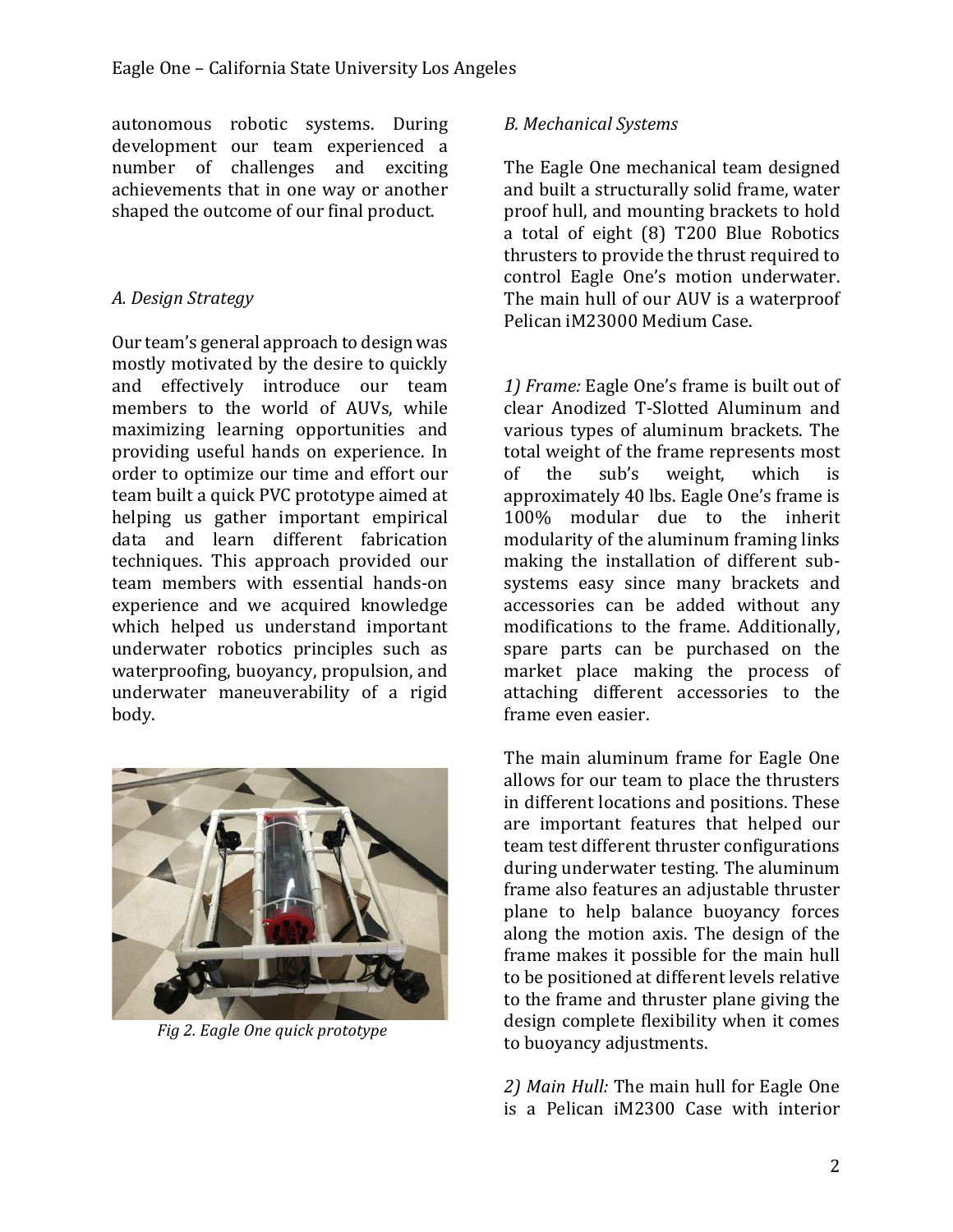autonomous robotic systems. During development our team experienced a number of challenges and exciting achievements that in one way or another shaped the outcome of our final product.

### *A. Design Strategy*

Our team's general approach to design was mostly motivated by the desire to quickly and effectively introduce our team members to the world of AUVs, while maximizing learning opportunities and providing useful hands on experience. In order to optimize our time and effort our team built a quick PVC prototype aimed at helping us gather important empirical data and learn different fabrication techniques. This approach provided our team members with essential hands-on experience and we acquired knowledge which helped us understand important underwater robotics principles such as waterproofing, buoyancy, propulsion, and underwater maneuverability of a rigid body.

*Fig 2. Eagle One quick prototype*

### *B. Mechanical Systems*

The Eagle One mechanical team designed and built a structurally solid frame, water proof hull, and mounting brackets to hold a total of eight (8) T200 Blue Robotics thrusters to provide the thrust required to control Eagle One's motion underwater. The main hull of our AUV is a waterproof Pelican iM23000 Medium Case.

*1) Frame:* Eagle One's frame is built out of clear Anodized T-Slotted Aluminum and various types of aluminum brackets. The total weight of the frame represents most of the sub's weight, which is approximately 40 lbs. Eagle One's frame is 100% modular due to the inherit modularity of the aluminum framing links making the installation of different sub-systems easy since many brackets and accessories can be added without any modifications to the frame. Additionally, spare parts can be purchased on the market place making the process of attaching different accessories to the frame even easier.

The main aluminum frame for Eagle One allows for our team to place the thrusters in different locations and positions. These are important features that helped our team test different thruster configurations during underwater testing. The aluminum frame also features an adjustable thruster plane to help balance buoyancy forces along the motion axis. The design of the frame makes it possible for the main hull to be positioned at different levels relative to the frame and thruster plane giving the design complete flexibility when it comes to buoyancy adjustments.

*2) Main Hull:* The main hull for Eagle One is a Pelican iM2300 Case with interior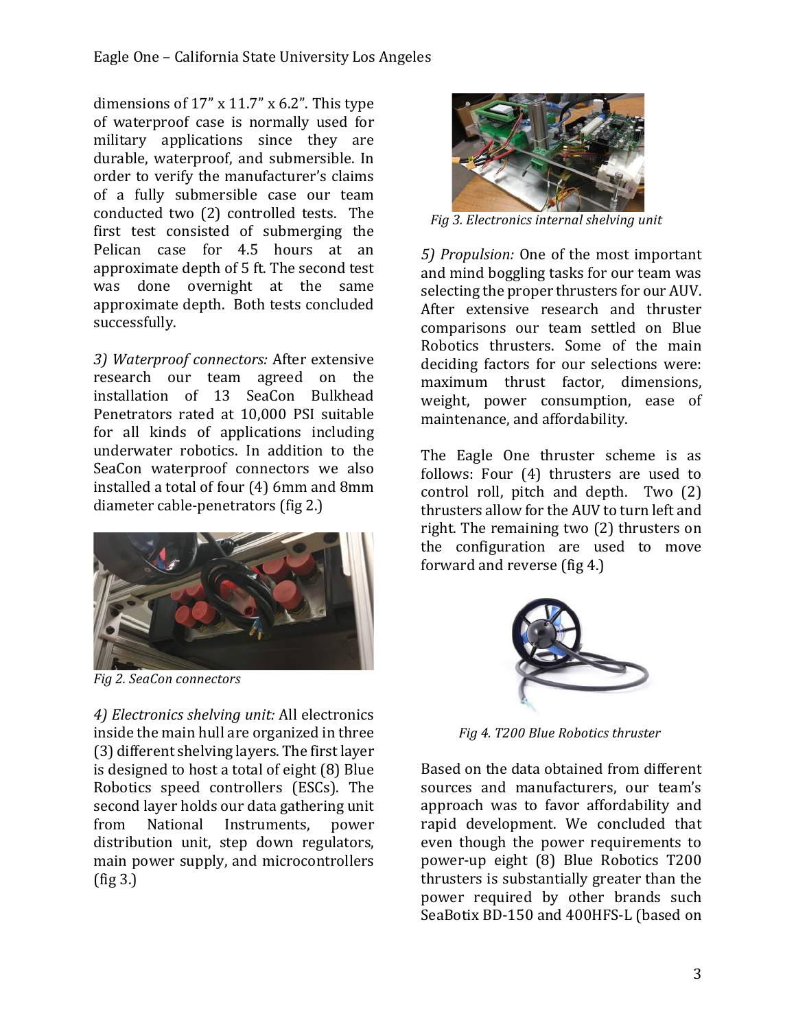dimensions of 17" x 11.7" x 6.2". This type of waterproof case is normally used for military applications since they are durable, waterproof, and submersible. In order to verify the manufacturer's claims of a fully submersible case our team conducted two (2) controlled tests. The first test consisted of submerging the Pelican case for 4.5 hours at an approximate depth of 5 ft. The second test was done overnight at the same approximate depth. Both tests concluded successfully.

*3) Waterproof connectors:* After extensive research our team agreed on the installation of 13 SeaCon Bulkhead Penetrators rated at 10,000 PSI suitable for all kinds of applications including underwater robotics. In addition to the SeaCon waterproof connectors we also installed a total of four (4) 6mm and 8mm diameter cable-penetrators (fig 2.)

*Fig 2. SeaCon connectors*

*4) Electronics shelving unit:* All electronics inside the main hull are organized in three (3) different shelving layers. The first layer is designed to host a total of eight (8) Blue Robotics speed controllers (ESCs). The second layer holds our data gathering unit from National Instruments, power distribution unit, step down regulators, main power supply, and microcontrollers (fig 3.)

*Fig 3. Electronics internal shelving unit*

*5) Propulsion:* One of the most important and mind boggling tasks for our team was selecting the proper thrusters for our AUV. After extensive research and thruster comparisons our team settled on Blue Robotics thrusters. Some of the main deciding factors for our selections were: maximum thrust factor, dimensions, weight, power consumption, ease of maintenance, and affordability.

The Eagle One thruster scheme is as follows: Four (4) thrusters are used to control roll, pitch and depth. Two (2) thrusters allow for the AUV to turn left and right. The remaining two (2) thrusters on the configuration are used to move forward and reverse (fig 4.)

*Fig 4. T200 Blue Robotics thruster*

Based on the data obtained from different sources and manufacturers, our team's approach was to favor affordability and rapid development. We concluded that even though the power requirements to power-up eight (8) Blue Robotics T200 thrusters is substantially greater than the power required by other brands such SeaBotix BD-150 and 400HFS-L (based on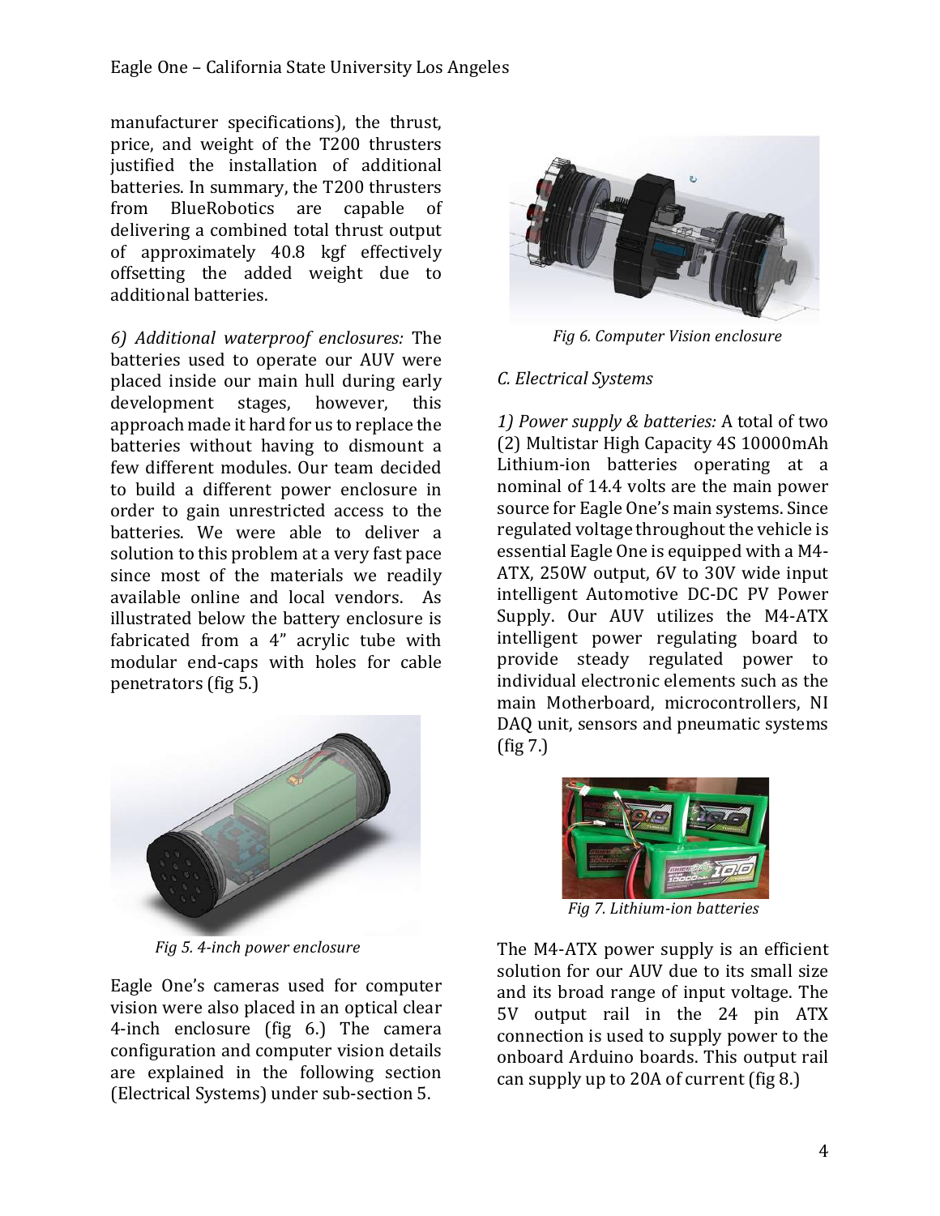manufacturer specifications), the thrust, price, and weight of the T200 thrusters justified the installation of additional batteries. In summary, the T200 thrusters from BlueRobotics are capable of delivering a combined total thrust output of approximately 40.8 kgf effectively offsetting the added weight due to additional batteries.

*6) Additional waterproof enclosures:* The batteries used to operate our AUV were placed inside our main hull during early development stages, however, this approach made it hard for us to replace the batteries without having to dismount a few different modules. Our team decided to build a different power enclosure in order to gain unrestricted access to the batteries. We were able to deliver a solution to this problem at a very fast pace since most of the materials we readily available online and local vendors. As illustrated below the battery enclosure is fabricated from a 4" acrylic tube with modular end-caps with holes for cable penetrators (fig 5.)

*Fig 5. 4-inch power enclosure*

Eagle One's cameras used for computer vision were also placed in an optical clear 4-inch enclosure (fig 6.) The camera configuration and computer vision details are explained in the following section (Electrical Systems) under sub-section 5.

*Fig 6. Computer Vision enclosure*

*C. Electrical Systems*

*1) Power supply & batteries:* A total of two (2) Multistar High Capacity 4S 10000mAh Lithium-ion batteries operating at a nominal of 14.4 volts are the main power source for Eagle One's main systems. Since regulated voltage throughout the vehicle is essential Eagle One is equipped with a M4-ATX, 250W output, 6V to 30V wide input intelligent Automotive DC-DC PV Power Supply. Our AUV utilizes the M4-ATX intelligent power regulating board to provide steady regulated power to individual electronic elements such as the main Motherboard, microcontrollers, NI DAQ unit, sensors and pneumatic systems (fig 7.)

*Fig 7. Lithium-ion batteries*

The M4-ATX power supply is an efficient solution for our AUV due to its small size and its broad range of input voltage. The 5V output rail in the 24 pin ATX connection is used to supply power to the onboard Arduino boards. This output rail can supply up to 20A of current (fig 8.)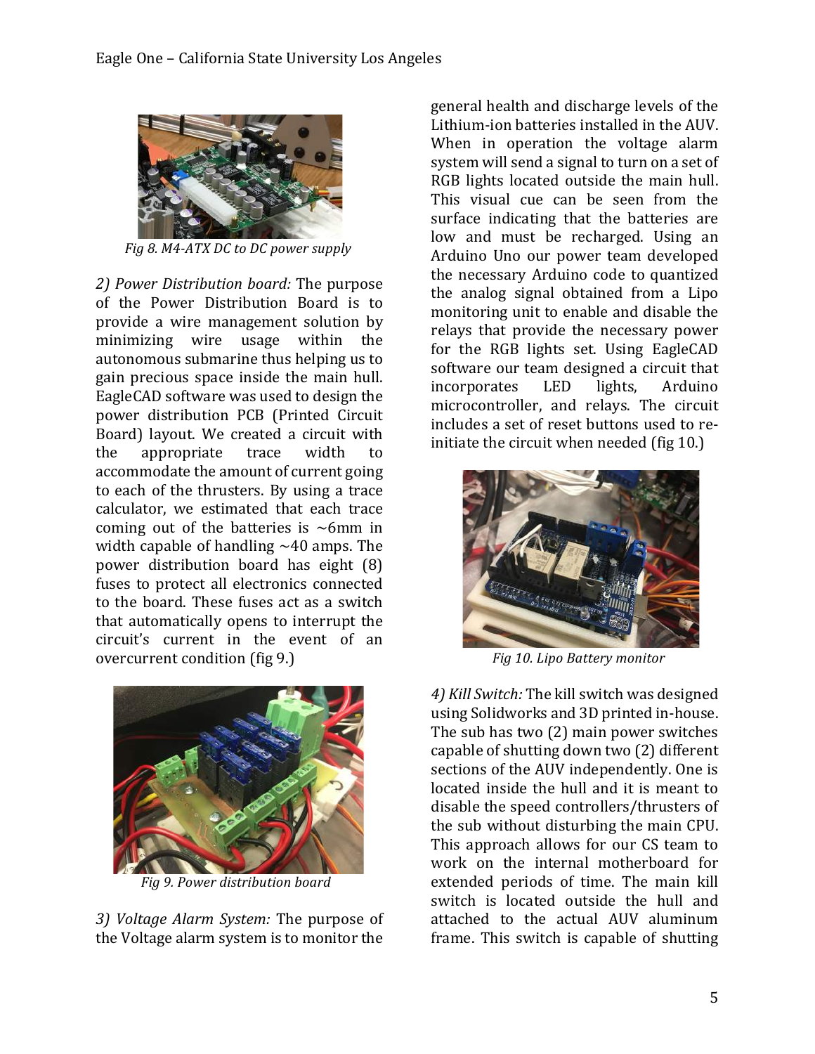Fig 8. M4-ATX DC to DC power supply

*2) Power Distribution board:* The purpose of the Power Distribution Board is to provide a wire management solution by minimizing wire usage within the autonomous submarine thus helping us to gain precious space inside the main hull. EagleCAD software was used to design the power distribution PCB (Printed Circuit Board) layout. We created a circuit with the appropriate trace width to accommodate the amount of current going to each of the thrusters. By using a trace calculator, we estimated that each trace coming out of the batteries is ~6mm in width capable of handling ~40 amps. The power distribution board has eight (8) fuses to protect all electronics connected to the board. These fuses act as a switch that automatically opens to interrupt the circuit's current in the event of an overcurrent condition (fig 9.)

*Fig 9. Power distribution board*

*3) Voltage Alarm System:* The purpose of the Voltage alarm system is to monitor the general health and discharge levels of the Lithium-ion batteries installed in the AUV. When in operation the voltage alarm system will send a signal to turn on a set of RGB lights located outside the main hull. This visual cue can be seen from the surface indicating that the batteries are low and must be recharged. Using an Arduino Uno our power team developed the necessary Arduino code to quantized the analog signal obtained from a Lipo monitoring unit to enable and disable the relays that provide the necessary power for the RGB lights set. Using EagleCAD software our team designed a circuit that incorporates LED lights, Arduino microcontroller, and relays. The circuit includes a set of reset buttons used to re-initiate the circuit when needed (fig 10.)

*Fig 10. Lipo Battery monitor*

*4) Kill Switch:* The kill switch was designed using Solidworks and 3D printed in-house. The sub has two (2) main power switches capable of shutting down two (2) different sections of the AUV independently. One is located inside the hull and it is meant to disable the speed controllers/thrusters of the sub without disturbing the main CPU. This approach allows for our CS team to work on the internal motherboard for extended periods of time. The main kill switch is located outside the hull and attached to the actual AUV aluminum frame. This switch is capable of shutting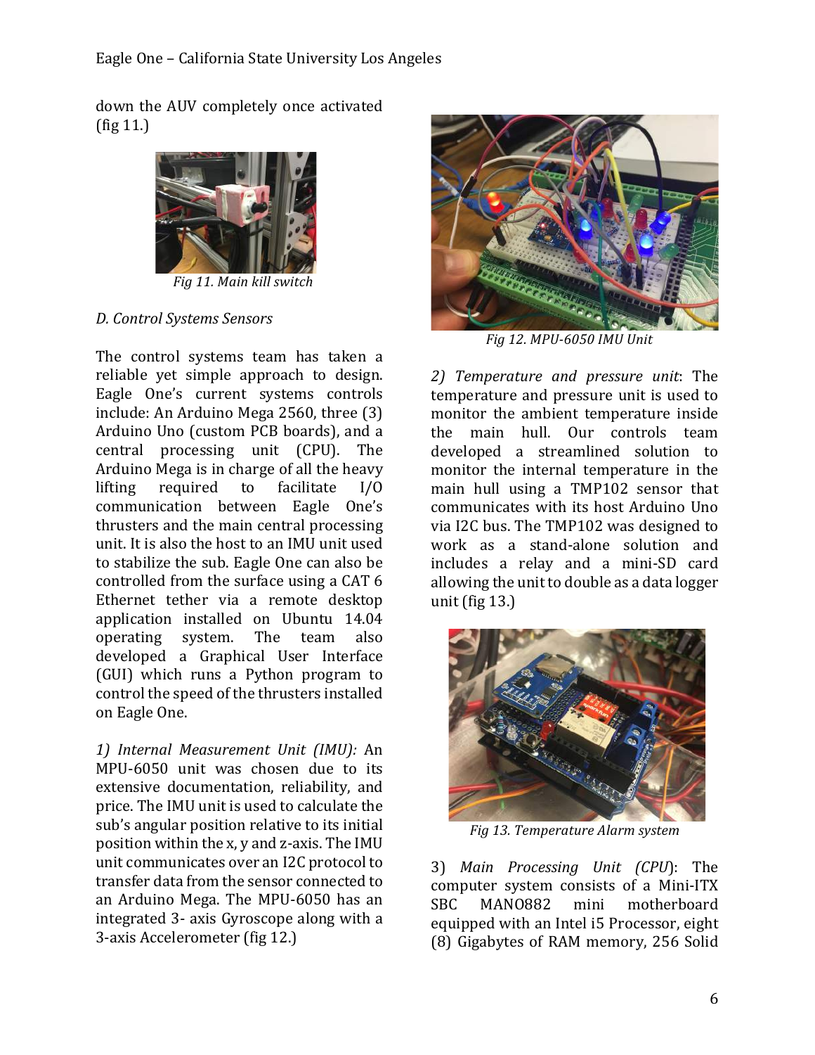down the AUV completely once activated (fig 11.)

Fig 11. Main kill switch

*D. Control Systems Sensors*

The control systems team has taken a reliable yet simple approach to design. Eagle One's current systems controls include: An Arduino Mega 2560, three (3) Arduino Uno (custom PCB boards), and a central processing unit (CPU). The Arduino Mega is in charge of all the heavy lifting required to facilitate I/O communication between Eagle One's thrusters and the main central processing unit. It is also the host to an IMU unit used to stabilize the sub. Eagle One can also be controlled from the surface using a CAT 6 Ethernet tether via a remote desktop application installed on Ubuntu 14.04 operating system. The team also developed a Graphical User Interface (GUI) which runs a Python program to control the speed of the thrusters installed on Eagle One.

*1) Internal Measurement Unit (IMU):* An MPU-6050 unit was chosen due to its extensive documentation, reliability, and price. The IMU unit is used to calculate the sub's angular position relative to its initial position within the x, y and z-axis. The IMU unit communicates over an I2C protocol to transfer data from the sensor connected to an Arduino Mega. The MPU-6050 has an integrated 3- axis Gyroscope along with a 3-axis Accelerometer (fig 12.)

Fig 12. MPU-6050 IMU Unit

*2) Temperature and pressure unit*: The temperature and pressure unit is used to monitor the ambient temperature inside the main hull. Our controls team developed a streamlined solution to monitor the internal temperature in the main hull using a TMP102 sensor that communicates with its host Arduino Uno via I2C bus. The TMP102 was designed to work as a stand-alone solution and includes a relay and a mini-SD card allowing the unit to double as a data logger unit (fig 13.)

Fig 13. Temperature Alarm system

3) *Main Processing Unit (CPU)*: The computer system consists of a Mini-ITX SBC MANO882 mini motherboard equipped with an Intel i5 Processor, eight (8) Gigabytes of RAM memory, 256 Solid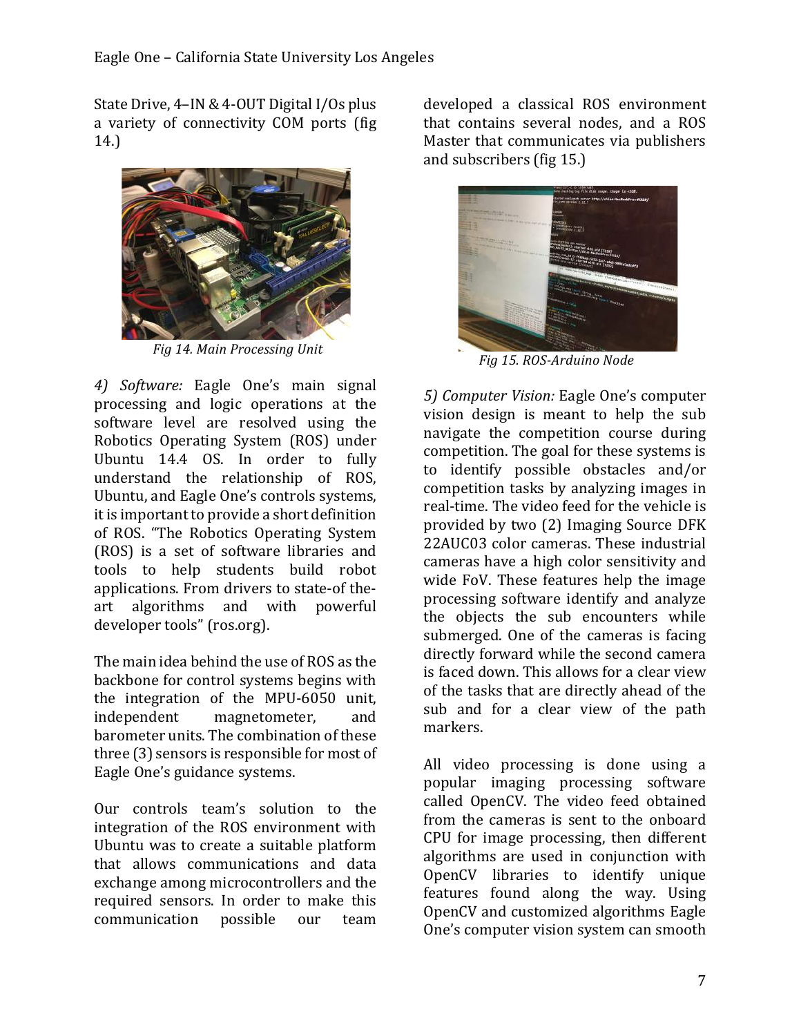State Drive, 4–IN & 4-OUT Digital I/Os plus a variety of connectivity COM ports (fig 14.)

*Fig 14. Main Processing Unit*

*4) Software:* Eagle One's main signal processing and logic operations at the software level are resolved using the Robotics Operating System (ROS) under Ubuntu 14.4 OS. In order to fully understand the relationship of ROS, Ubuntu, and Eagle One's controls systems, it is important to provide a short definition of ROS. "The Robotics Operating System (ROS) is a set of software libraries and tools to help students build robot applications. From drivers to state-of the-art algorithms and with powerful developer tools" (ros.org).

The main idea behind the use of ROS as the backbone for control systems begins with the integration of the MPU-6050 unit, independent magnetometer, and barometer units. The combination of these three (3) sensors is responsible for most of Eagle One's guidance systems.

Our controls team's solution to the integration of the ROS environment with Ubuntu was to create a suitable platform that allows communications and data exchange among microcontrollers and the required sensors. In order to make this communication possible our team developed a classical ROS environment that contains several nodes, and a ROS Master that communicates via publishers and subscribers (fig 15.)

*Fig 15. ROS-Arduino Node*

*5) Computer Vision:* Eagle One's computer vision design is meant to help the sub navigate the competition course during competition. The goal for these systems is to identify possible obstacles and/or competition tasks by analyzing images in real-time. The video feed for the vehicle is provided by two (2) Imaging Source DFK 22AUC03 color cameras. These industrial cameras have a high color sensitivity and wide FoV. These features help the image processing software identify and analyze the objects the sub encounters while submerged. One of the cameras is facing directly forward while the second camera is faced down. This allows for a clear view of the tasks that are directly ahead of the sub and for a clear view of the path markers.

All video processing is done using a popular imaging processing software called OpenCV. The video feed obtained from the cameras is sent to the onboard CPU for image processing, then different algorithms are used in conjunction with OpenCV libraries to identify unique features found along the way. Using OpenCV and customized algorithms Eagle One's computer vision system can smooth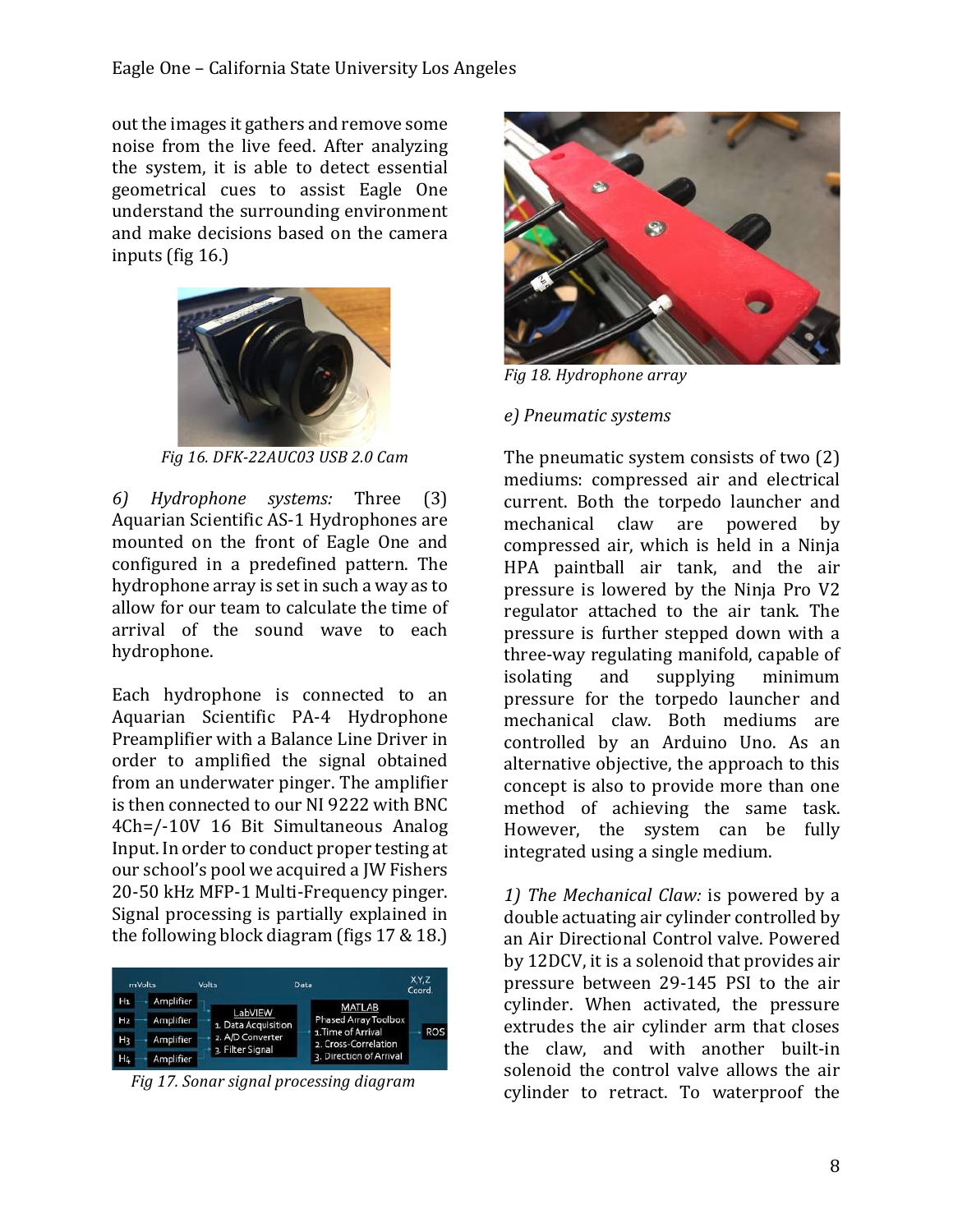out the images it gathers and remove some noise from the live feed. After analyzing the system, it is able to detect essential geometrical cues to assist Eagle One understand the surrounding environment and make decisions based on the camera inputs (fig 16.)

*Fig 16. DFK-22AUC03 USB 2.0 Cam*

*6) Hydrophone systems:* Three (3) Aquarian Scientific AS-1 Hydrophones are mounted on the front of Eagle One and configured in a predefined pattern. The hydrophone array is set in such a way as to allow for our team to calculate the time of arrival of the sound wave to each hydrophone.

Each hydrophone is connected to an Aquarian Scientific PA-4 Hydrophone Preamplifier with a Balance Line Driver in order to amplified the signal obtained from an underwater pinger. The amplifier is then connected to our NI 9222 with BNC 4Ch=/-10V 16 Bit Simultaneous Analog Input. In order to conduct proper testing at our school's pool we acquired a JW Fishers 20-50 kHz MFP-1 Multi-Frequency pinger. Signal processing is partially explained in the following block diagram (figs 17 & 18.)

*Fig 17. Sonar signal processing diagram*

*Fig 18. Hydrophone array*

*e) Pneumatic systems*

The pneumatic system consists of two (2) mediums: compressed air and electrical current. Both the torpedo launcher and mechanical claw are powered by compressed air, which is held in a Ninja HPA paintball air tank, and the air pressure is lowered by the Ninja Pro V2 regulator attached to the air tank. The pressure is further stepped down with a three-way regulating manifold, capable of isolating and supplying minimum pressure for the torpedo launcher and mechanical claw. Both mediums are controlled by an Arduino Uno. As an alternative objective, the approach to this concept is also to provide more than one method of achieving the same task. However, the system can be fully integrated using a single medium.

*1) The Mechanical Claw:* is powered by a double actuating air cylinder controlled by an Air Directional Control valve. Powered by 12DCV, it is a solenoid that provides air pressure between 29-145 PSI to the air cylinder. When activated, the pressure extrudes the air cylinder arm that closes the claw, and with another built-in solenoid the control valve allows the air cylinder to retract. To waterproof the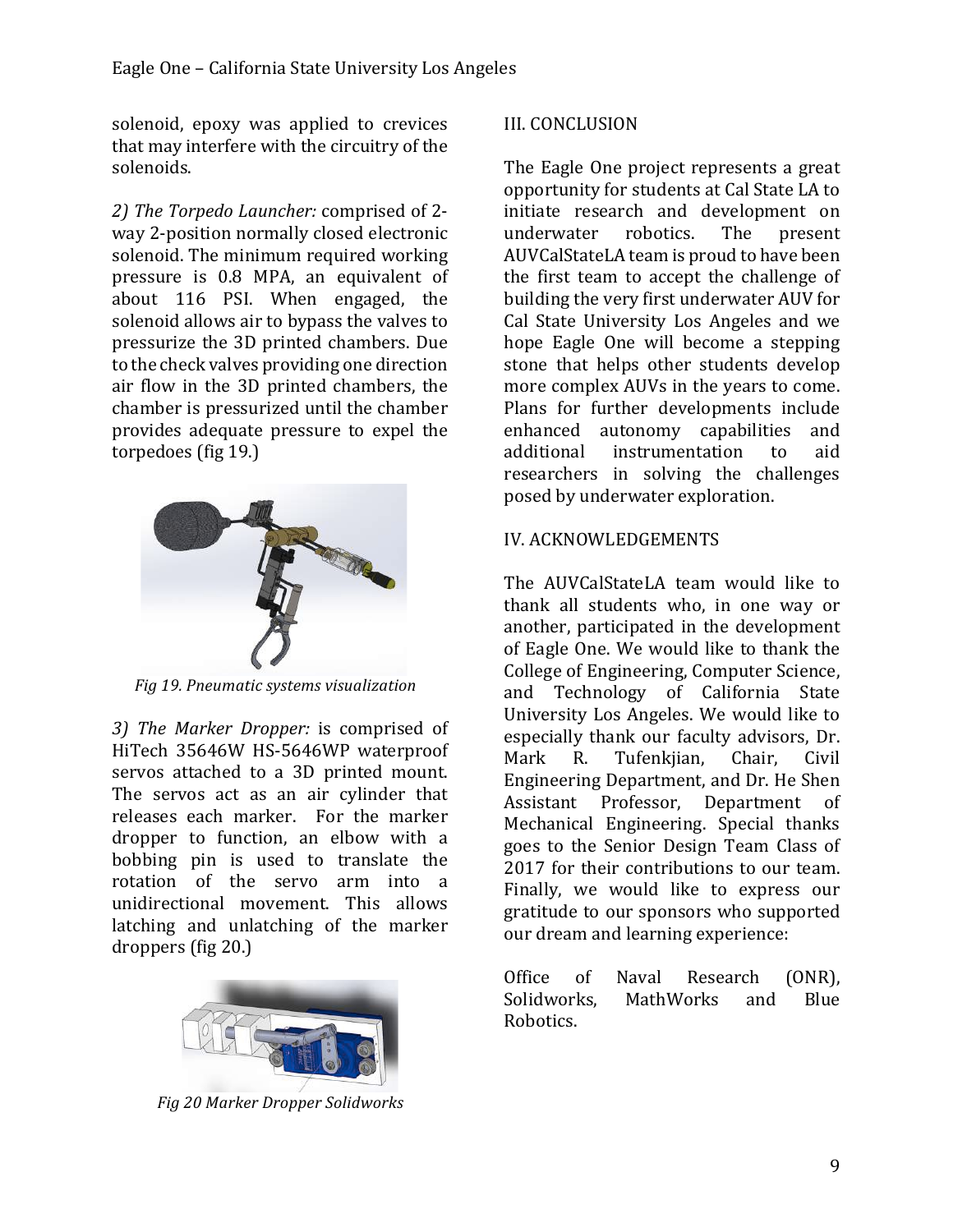solenoid, epoxy was applied to crevices that may interfere with the circuitry of the solenoids.

*2) The Torpedo Launcher:* comprised of 2-way 2-position normally closed electronic solenoid. The minimum required working pressure is 0.8 MPA, an equivalent of about 116 PSI. When engaged, the solenoid allows air to bypass the valves to pressurize the 3D printed chambers. Due to the check valves providing one direction air flow in the 3D printed chambers, the chamber is pressurized until the chamber provides adequate pressure to expel the torpedoes (fig 19.)

*Fig 19. Pneumatic systems visualization*

*3) The Marker Dropper:* is comprised of HiTech 35646W HS-5646WP waterproof servos attached to a 3D printed mount. The servos act as an air cylinder that releases each marker. For the marker dropper to function, an elbow with a bobbing pin is used to translate the rotation of the servo arm into a unidirectional movement. This allows latching and unlatching of the marker droppers (fig 20.)

*Fig 20 Marker Dropper Solidworks*

## III. CONCLUSION

The Eagle One project represents a great opportunity for students at Cal State LA to initiate research and development on underwater robotics. The present AUVCalStateLA team is proud to have been the first team to accept the challenge of building the very first underwater AUV for Cal State University Los Angeles and we hope Eagle One will become a stepping stone that helps other students develop more complex AUVs in the years to come. Plans for further developments include enhanced autonomy capabilities and additional instrumentation to aid researchers in solving the challenges posed by underwater exploration.

## IV. ACKNOWLEDGEMENTS

The AUVCalStateLA team would like to thank all students who, in one way or another, participated in the development of Eagle One. We would like to thank the College of Engineering, Computer Science, and Technology of California State University Los Angeles. We would like to especially thank our faculty advisors, Dr. Mark R. Tufenkjian, Chair, Civil Engineering Department, and Dr. He Shen Assistant Professor, Department of Mechanical Engineering. Special thanks goes to the Senior Design Team Class of 2017 for their contributions to our team. Finally, we would like to express our gratitude to our sponsors who supported our dream and learning experience:

Office of Naval Research (ONR), Solidworks, MathWorks and Blue Robotics.